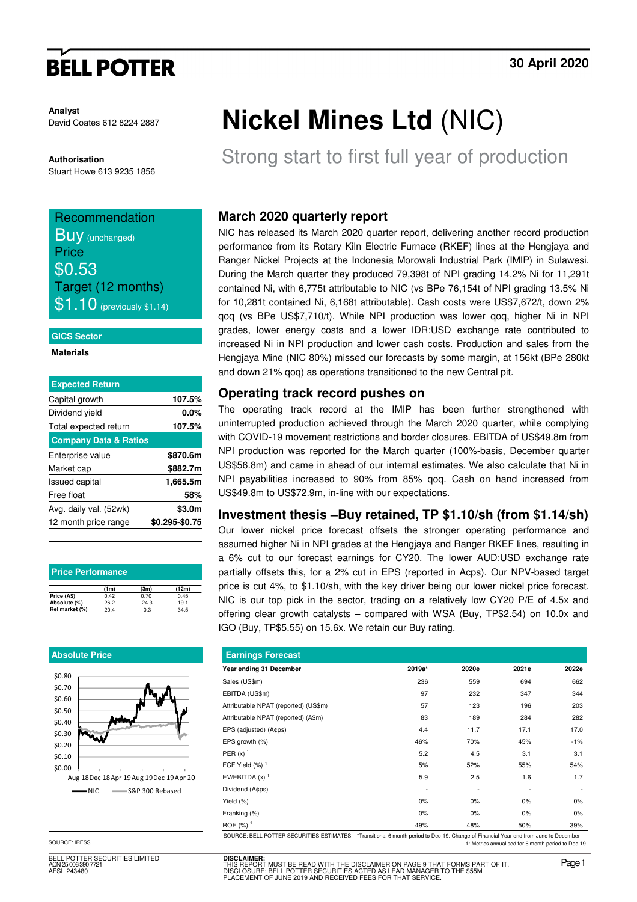BELL POTTER

30 April 2020

**Analyst**
David Coates 612 8224 2887

**Authorisation**
Stuart Howe 613 9235 1856

# Nickel Mines Ltd (NIC)

## Strong start to first full year of production

**Recommendation**
Buy (unchanged)
**Price**
$0.53
**Target (12 months)**
$1.10 (previously $1.14)

**GICS Sector**
Materials

| Expected Return | |
|---|---|
| Capital growth | 107.5% |
| Dividend yield | 0.0% |
| Total expected return | 107.5% |
| **Company Data & Ratios** | |
| Enterprise value | $870.6m |
| Market cap | $882.7m |
| Issued capital | 1,665.5m |
| Free float | 58% |
| Avg. daily val. (52wk) | $3.0m |
| 12 month price range | $0.295-$0.75 |

**Price Performance**

| | (1m) | (3m) | (12m) |
|---|---|---|---|
| Price (A$) | 0.42 | 0.70 | 0.45 |
| Absolute (%) | 26.2 | -24.3 | 19.1 |
| Rel market (%) | 20.4 | -0.3 | 34.5 |

**Absolute Price**

$0.80
$0.70
$0.60
$0.50
$0.40
$0.30
$0.20
$0.10
$0.00
Aug 18 Dec 18 Apr 19 Aug 19 Dec 19 Apr 20
NIC
S&P 300 Rebased

SOURCE: IRESS

## March 2020 quarterly report

NIC has released its March 2020 quarter report, delivering another record production performance from its Rotary Kiln Electric Furnace (RKEF) lines at the Hengjaya and Ranger Nickel Projects at the Indonesia Morowali Industrial Park (IMIP) in Sulawesi. During the March quarter they produced 79,398t of NPI grading 14.2% Ni for 11,291t contained Ni, with 6,775t attributable to NIC (vs BPe 76,154t of NPI grading 13.5% Ni for 10,281t contained Ni, 6,168t attributable). Cash costs were US$7,672/t, down 2% qoq (vs BPe US$7,710/t). While NPI production was lower qoq, higher Ni in NPI grades, lower energy costs and a lower IDR:USD exchange rate contributed to increased Ni in NPI production and lower cash costs. Production and sales from the Hengjaya Mine (NIC 80%) missed our forecasts by some margin, at 156kt (BPe 280kt and down 21% qoq) as operations transitioned to the new Central pit.

## Operating track record pushes on

The operating track record at the IMIP has been further strengthened with uninterrupted production achieved through the March 2020 quarter, while complying with COVID-19 movement restrictions and border closures. EBITDA of US$49.8m from NPI production was reported for the March quarter (100%-basis, December quarter US$56.8m) and came in ahead of our internal estimates. We also calculate that Ni in NPI payabilities increased to 90% from 85% qoq. Cash on hand increased from US$49.8m to US$72.9m, in-line with our expectations.

## Investment thesis –Buy retained, TP $1.10/sh (from $1.14/sh)

Our lower nickel price forecast offsets the stronger operating performance and assumed higher Ni in NPI grades at the Hengjaya and Ranger RKEF lines, resulting in a 6% cut to our forecast earnings for CY20. The lower AUD:USD exchange rate partially offsets this, for a 2% cut in EPS (reported in Acps). Our NPV-based target price is cut 4%, to $1.10/sh, with the key driver being our lower nickel price forecast. NIC is our top pick in the sector, trading on a relatively low CY20 P/E of 4.5x and offering clear growth catalysts – compared with WSA (Buy, TP$2.54) on 10.0x and IGO (Buy, TP$5.55) on 15.6x. We retain our Buy rating.

**Earnings Forecast**

| Year ending 31 December | 2019a* | 2020e | 2021e | 2022e |
|---|---|---|---|---|
| Sales (US$m) | 236 | 559 | 694 | 662 |
| EBITDA (US$m) | 97 | 232 | 347 | 344 |
| Attributable NPAT (reported) (US$m) | 57 | 123 | 196 | 203 |
| Attributable NPAT (reported) (A$m) | 83 | 189 | 284 | 282 |
| EPS (adjusted) (A¢ps) | 4.4 | 11.7 | 17.1 | 17.0 |
| EPS growth (%) | 46% | 70% | 45% | -1% |
| PER (x) [1] | 5.2 | 4.5 | 3.1 | 3.1 |
| FCF Yield (%) [1] | 5% | 52% | 55% | 54% |
| EV/EBITDA (x) [1] | 5.9 | 2.5 | 1.6 | 1.7 |
| Dividend (A¢ps) | - | - | - | - |
| Yield (%) | 0% | 0% | 0% | 0% |
| Franking (%) | 0% | 0% | 0% | 0% |
| ROE (%) [1] | 49% | 48% | 50% | 39% |

SOURCE: BELL POTTER SECURITIES ESTIMATES *Transitional 6 month period to Dec-19. Change of Financial Year end from June to December
1: Metrics annualised for 6 month period to Dec-19

BELL POTTER SECURITIES LIMITED
ACN 25 006 390 7721
AFSL 243480

**DISCLAIMER:**
THIS REPORT MUST BE READ WITH THE DISCLAIMER ON PAGE 9 THAT FORMS PART OF IT.
DISCLOSURE: BELL POTTER SECURITIES ACTED AS LEAD MANAGER TO THE $55M PLACEMENT OF JUNE 2019 AND RECEIVED FEES FOR THAT SERVICE.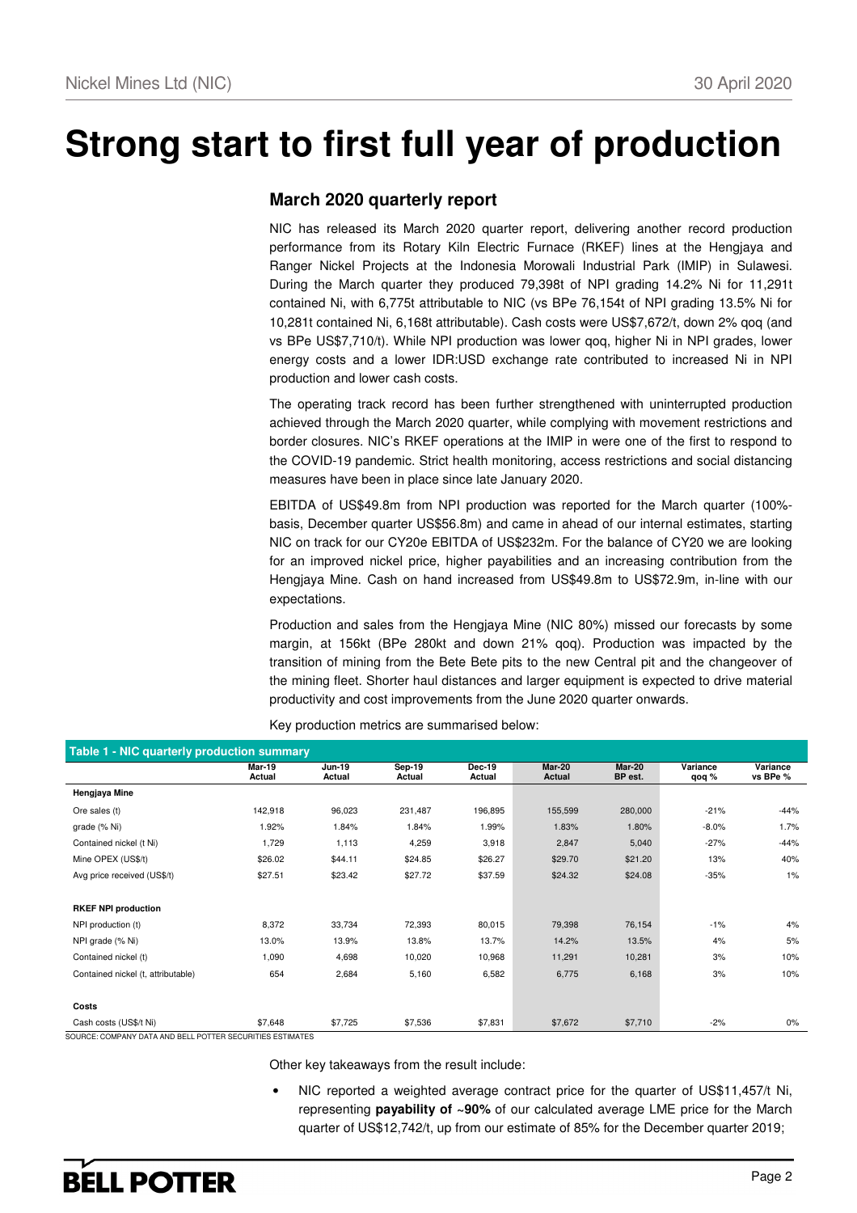# Strong start to first full year of production

## March 2020 quarterly report

NIC has released its March 2020 quarter report, delivering another record production performance from its Rotary Kiln Electric Furnace (RKEF) lines at the Hengjaya and Ranger Nickel Projects at the Indonesia Morowali Industrial Park (IMIP) in Sulawesi. During the March quarter they produced 79,398t of NPI grading 14.2% Ni for 11,291t contained Ni, with 6,775t attributable to NIC (vs BPe 76,154t of NPI grading 13.5% Ni for 10,281t contained Ni, 6,168t attributable). Cash costs were US$7,672/t, down 2% qoq (and vs BPe US$7,710/t). While NPI production was lower qoq, higher Ni in NPI grades, lower energy costs and a lower IDR:USD exchange rate contributed to increased Ni in NPI production and lower cash costs.

The operating track record has been further strengthened with uninterrupted production achieved through the March 2020 quarter, while complying with movement restrictions and border closures. NIC's RKEF operations at the IMIP in were one of the first to respond to the COVID-19 pandemic. Strict health monitoring, access restrictions and social distancing measures have been in place since late January 2020.

EBITDA of US$49.8m from NPI production was reported for the March quarter (100%-basis, December quarter US$56.8m) and came in ahead of our internal estimates, starting NIC on track for our CY20e EBITDA of US$232m. For the balance of CY20 we are looking for an improved nickel price, higher payabilities and an increasing contribution from the Hengjaya Mine. Cash on hand increased from US$49.8m to US$72.9m, in-line with our expectations.

Production and sales from the Hengjaya Mine (NIC 80%) missed our forecasts by some margin, at 156kt (BPe 280kt and down 21% qoq). Production was impacted by the transition of mining from the Bete Bete pits to the new Central pit and the changeover of the mining fleet. Shorter haul distances and larger equipment is expected to drive material productivity and cost improvements from the June 2020 quarter onwards.

Key production metrics are summarised below:

**Table 1 - NIC quarterly production summary**

| | Mar-19 Actual | Jun-19 Actual | Sep-19 Actual | Dec-19 Actual | Mar-20 Actual | Mar-20 BP est. | Variance qoq % | Variance vs BPe % |
|---|---|---|---|---|---|---|---|---|
| **Hengjaya Mine** | | | | | | | | |
| Ore sales (t) | 142,918 | 96,023 | 231,487 | 196,895 | 155,599 | 280,000 | -21% | -44% |
| grade (% Ni) | 1.92% | 1.84% | 1.84% | 1.99% | 1.83% | 1.80% | -8.0% | 1.7% |
| Contained nickel (t Ni) | 1,729 | 1,113 | 4,259 | 3,918 | 2,847 | 5,040 | -27% | -44% |
| Mine OPEX (US$/t) | $26.02 | $44.11 | $24.85 | $26.27 | $29.70 | $21.20 | 13% | 40% |
| Avg price received (US$/t) | $27.51 | $23.42 | $27.72 | $37.59 | $24.32 | $24.08 | -35% | 1% |
| | | | | | | | | |
| **RKEF NPI production** | | | | | | | | |
| NPI production (t) | 8,372 | 33,734 | 72,393 | 80,015 | 79,398 | 76,154 | -1% | 4% |
| NPI grade (% Ni) | 13.0% | 13.9% | 13.8% | 13.7% | 14.2% | 13.5% | 4% | 5% |
| Contained nickel (t) | 1,090 | 4,698 | 10,020 | 10,968 | 11,291 | 10,281 | 3% | 10% |
| Contained nickel (t, attributable) | 654 | 2,684 | 5,160 | 6,582 | 6,775 | 6,168 | 3% | 10% |
| | | | | | | | | |
| **Costs** | | | | | | | | |
| Cash costs (US$/t Ni) | $7,648 | $7,725 | $7,536 | $7,831 | $7,672 | $7,710 | -2% | 0% |

SOURCE: COMPANY DATA AND BELL POTTER SECURITIES ESTIMATES

Other key takeaways from the result include:

- NIC reported a weighted average contract price for the quarter of US$11,457/t Ni, representing **payability of ~90%** of our calculated average LME price for the March quarter of US$12,742/t, up from our estimate of 85% for the December quarter 2019;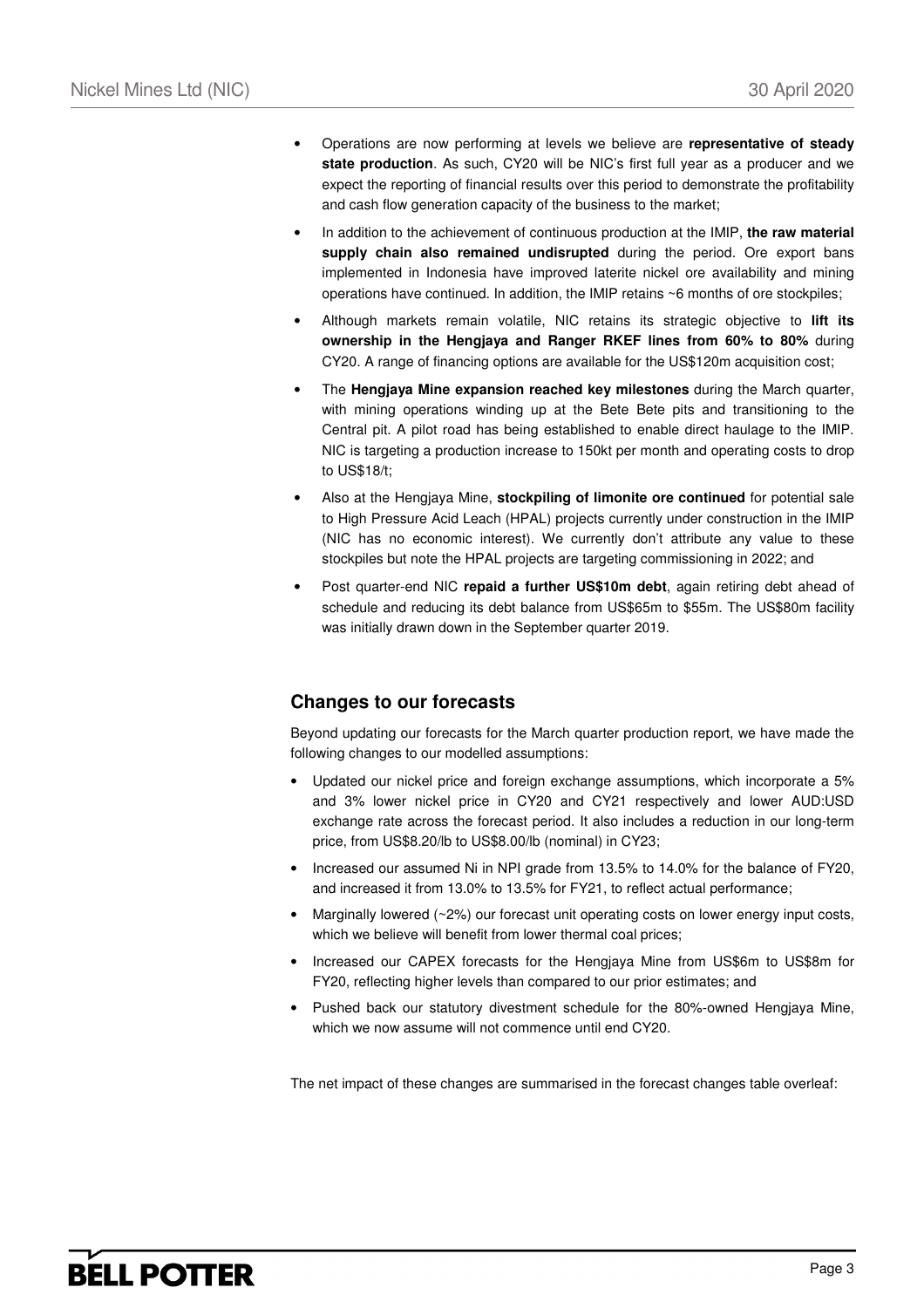- Operations are now performing at levels we believe are **representative of steady state production**. As such, CY20 will be NIC's first full year as a producer and we expect the reporting of financial results over this period to demonstrate the profitability and cash flow generation capacity of the business to the market;
- In addition to the achievement of continuous production at the IMIP, **the raw material supply chain also remained undisrupted** during the period. Ore export bans implemented in Indonesia have improved laterite nickel ore availability and mining operations have continued. In addition, the IMIP retains ~6 months of ore stockpiles;
- Although markets remain volatile, NIC retains its strategic objective to **lift its ownership in the Hengjaya and Ranger RKEF lines from 60% to 80%** during CY20. A range of financing options are available for the US$120m acquisition cost;
- The **Hengjaya Mine expansion reached key milestones** during the March quarter, with mining operations winding up at the Bete Bete pits and transitioning to the Central pit. A pilot road has being established to enable direct haulage to the IMIP. NIC is targeting a production increase to 150kt per month and operating costs to drop to US$18/t;
- Also at the Hengjaya Mine, **stockpiling of limonite ore continued** for potential sale to High Pressure Acid Leach (HPAL) projects currently under construction in the IMIP (NIC has no economic interest). We currently don't attribute any value to these stockpiles but note the HPAL projects are targeting commissioning in 2022; and
- Post quarter-end NIC **repaid a further US$10m debt**, again retiring debt ahead of schedule and reducing its debt balance from US$65m to $55m. The US$80m facility was initially drawn down in the September quarter 2019.

## Changes to our forecasts

Beyond updating our forecasts for the March quarter production report, we have made the following changes to our modelled assumptions:

- Updated our nickel price and foreign exchange assumptions, which incorporate a 5% and 3% lower nickel price in CY20 and CY21 respectively and lower AUD:USD exchange rate across the forecast period. It also includes a reduction in our long-term price, from US$8.20/lb to US$8.00/lb (nominal) in CY23;
- Increased our assumed Ni in NPI grade from 13.5% to 14.0% for the balance of FY20, and increased it from 13.0% to 13.5% for FY21, to reflect actual performance;
- Marginally lowered (~2%) our forecast unit operating costs on lower energy input costs, which we believe will benefit from lower thermal coal prices;
- Increased our CAPEX forecasts for the Hengjaya Mine from US$6m to US$8m for FY20, reflecting higher levels than compared to our prior estimates; and
- Pushed back our statutory divestment schedule for the 80%-owned Hengjaya Mine, which we now assume will not commence until end CY20.

The net impact of these changes are summarised in the forecast changes table overleaf: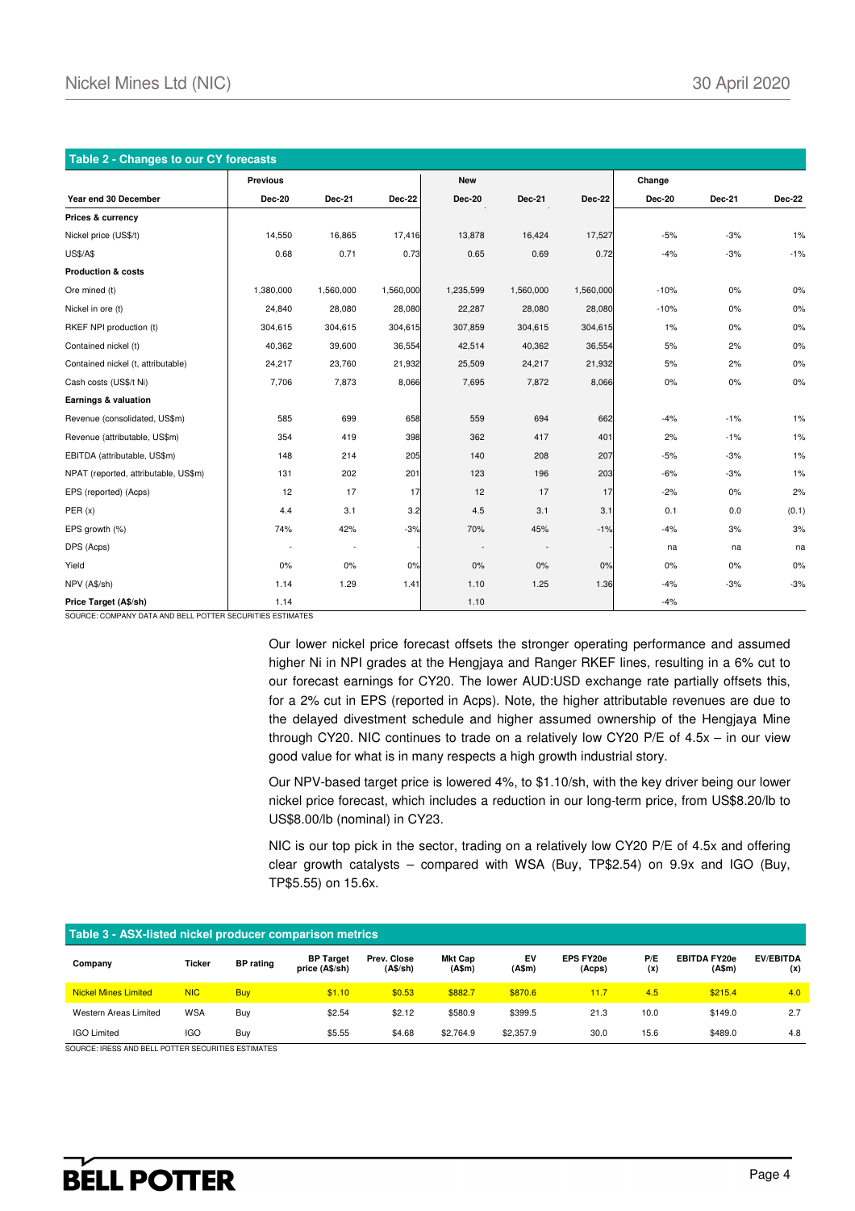**Table 2 - Changes to our CY forecasts**

| Year end 30 December | Previous Dec-20 | Dec-21 | Dec-22 | New Dec-20 | Dec-21 | Dec-22 | Change Dec-20 | Dec-21 | Dec-22 |
|---|---|---|---|---|---|---|---|---|---|
| **Prices & currency** | | | | | | | | | |
| Nickel price (US$/t) | 14,550 | 16,865 | 17,416 | 13,878 | 16,424 | 17,527 | -5% | -3% | 1% |
| US$/A$ | 0.68 | 0.71 | 0.73 | 0.65 | 0.69 | 0.72 | -4% | -3% | -1% |
| **Production & costs** | | | | | | | | | |
| Ore mined (t) | 1,380,000 | 1,560,000 | 1,560,000 | 1,235,599 | 1,560,000 | 1,560,000 | -10% | 0% | 0% |
| Nickel in ore (t) | 24,840 | 28,080 | 28,080 | 22,287 | 28,080 | 28,080 | -10% | 0% | 0% |
| RKEF NPI production (t) | 304,615 | 304,615 | 304,615 | 307,859 | 304,615 | 304,615 | 1% | 0% | 0% |
| Contained nickel (t) | 40,362 | 39,600 | 36,554 | 42,514 | 40,362 | 36,554 | 5% | 2% | 0% |
| Contained nickel (t, attributable) | 24,217 | 23,760 | 21,932 | 25,509 | 24,217 | 21,932 | 5% | 2% | 0% |
| Cash costs (US$/t Ni) | 7,706 | 7,873 | 8,066 | 7,695 | 7,872 | 8,066 | 0% | 0% | 0% |
| **Earnings & valuation** | | | | | | | | | |
| Revenue (consolidated, US$m) | 585 | 699 | 658 | 559 | 694 | 662 | -4% | -1% | 1% |
| Revenue (attributable, US$m) | 354 | 419 | 398 | 362 | 417 | 401 | 2% | -1% | 1% |
| EBITDA (attributable, US$m) | 148 | 214 | 205 | 140 | 208 | 207 | -5% | -3% | 1% |
| NPAT (reported, attributable, US$m) | 131 | 202 | 201 | 123 | 196 | 203 | -6% | -3% | 1% |
| EPS (reported) (Acps) | 12 | 17 | 17 | 12 | 17 | 17 | -2% | 0% | 2% |
| PER (x) | 4.4 | 3.1 | 3.2 | 4.5 | 3.1 | 3.1 | 0.1 | 0.0 | (0.1) |
| EPS growth (%) | 74% | 42% | -3% | 70% | 45% | -1% | -4% | 3% | 3% |
| DPS (Acps) | - | - | - | - | - | - | na | na | na |
| Yield | 0% | 0% | 0% | 0% | 0% | 0% | 0% | 0% | 0% |
| NPV (A$/sh) | 1.14 | 1.29 | 1.41 | 1.10 | 1.25 | 1.36 | -4% | -3% | -3% |
| **Price Target (A$/sh)** | 1.14 | | | 1.10 | | | -4% | | |

SOURCE: COMPANY DATA AND BELL POTTER SECURITIES ESTIMATES

Our lower nickel price forecast offsets the stronger operating performance and assumed higher Ni in NPI grades at the Hengjaya and Ranger RKEF lines, resulting in a 6% cut to our forecast earnings for CY20. The lower AUD:USD exchange rate partially offsets this, for a 2% cut in EPS (reported in Acps). Note, the higher attributable revenues are due to the delayed divestment schedule and higher assumed ownership of the Hengjaya Mine through CY20. NIC continues to trade on a relatively low CY20 P/E of 4.5x – in our view good value for what is in many respects a high growth industrial story.

Our NPV-based target price is lowered 4%, to $1.10/sh, with the key driver being our lower nickel price forecast, which includes a reduction in our long-term price, from US$8.20/lb to US$8.00/lb (nominal) in CY23.

NIC is our top pick in the sector, trading on a relatively low CY20 P/E of 4.5x and offering clear growth catalysts – compared with WSA (Buy, TP$2.54) on 9.9x and IGO (Buy, TP$5.55) on 15.6x.

**Table 3 - ASX-listed nickel producer comparison metrics**

| Company | Ticker | BP rating | BP Target price (A$/sh) | Prev. Close (A$/sh) | Mkt Cap (A$m) | EV (A$m) | EPS FY20e (Acps) | P/E (x) | EBITDA FY20e (A$m) | EV/EBITDA (x) |
|---|---|---|---|---|---|---|---|---|---|---|
| Nickel Mines Limited | NIC | Buy | $1.10 | $0.53 | $882.7 | $870.6 | 11.7 | 4.5 | $215.4 | 4.0 |
| Western Areas Limited | WSA | Buy | $2.54 | $2.12 | $580.9 | $399.5 | 21.3 | 10.0 | $149.0 | 2.7 |
| IGO Limited | IGO | Buy | $5.55 | $4.68 | $2,764.9 | $2,357.9 | 30.0 | 15.6 | $489.0 | 4.8 |

SOURCE: IRESS AND BELL POTTER SECURITIES ESTIMATES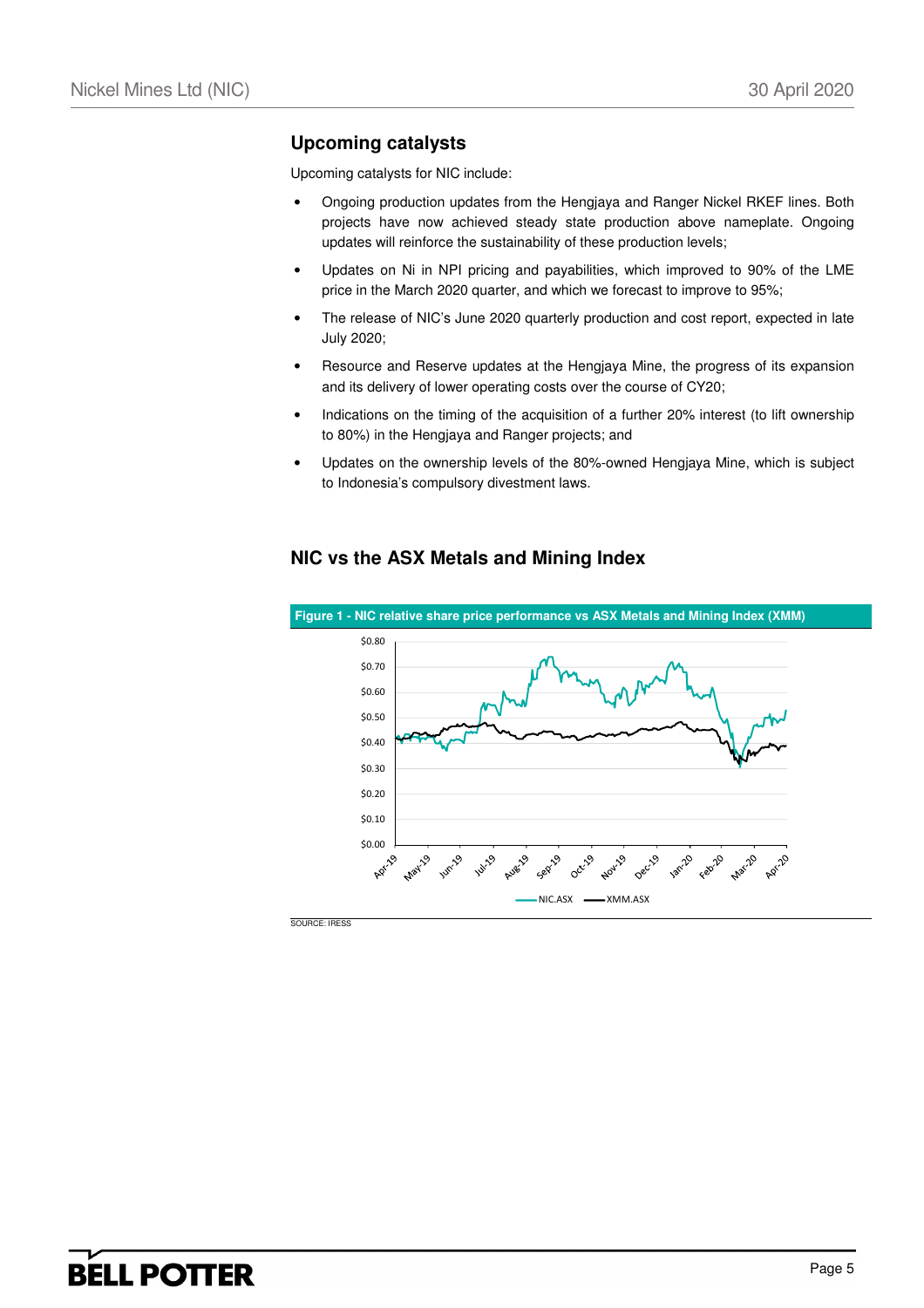## Upcoming catalysts

Upcoming catalysts for NIC include:

- Ongoing production updates from the Hengjaya and Ranger Nickel RKEF lines. Both projects have now achieved steady state production above nameplate. Ongoing updates will reinforce the sustainability of these production levels;
- Updates on Ni in NPI pricing and payabilities, which improved to 90% of the LME price in the March 2020 quarter, and which we forecast to improve to 95%;
- The release of NIC's June 2020 quarterly production and cost report, expected in late July 2020;
- Resource and Reserve updates at the Hengjaya Mine, the progress of its expansion and its delivery of lower operating costs over the course of CY20;
- Indications on the timing of the acquisition of a further 20% interest (to lift ownership to 80%) in the Hengjaya and Ranger projects; and
- Updates on the ownership levels of the 80%-owned Hengjaya Mine, which is subject to Indonesia's compulsory divestment laws.

## NIC vs the ASX Metals and Mining Index

**Figure 1 - NIC relative share price performance vs ASX Metals and Mining Index (XMM)**

$0.80
$0.70
$0.60
$0.50
$0.40
$0.30
$0.20
$0.10
$0.00

Apr-19, May-19, Jun-19, Jul-19, Aug-19, Sep-19, Oct-19, Nov-19, Dec-19, Jan-20, Feb-20, Mar-20, Apr-20

NIC.ASX — XMM.ASX

SOURCE: IRESS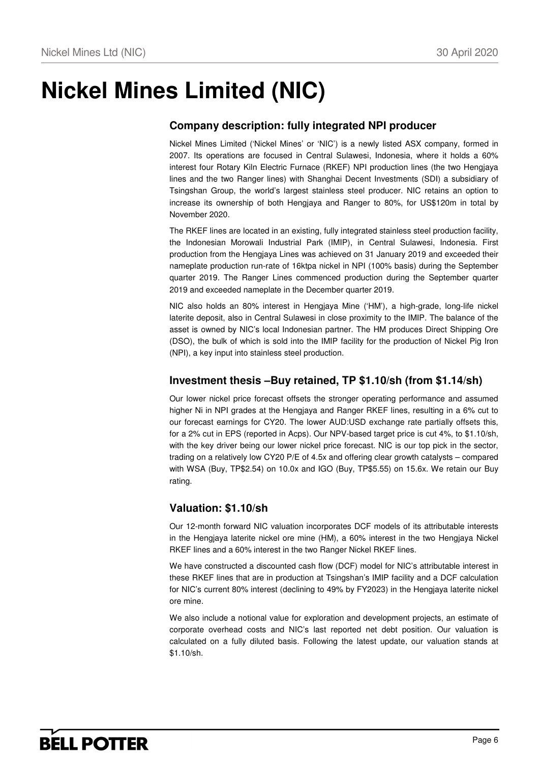# Nickel Mines Limited (NIC)

## Company description: fully integrated NPI producer

Nickel Mines Limited ('Nickel Mines' or 'NIC') is a newly listed ASX company, formed in 2007. Its operations are focused in Central Sulawesi, Indonesia, where it holds a 60% interest four Rotary Kiln Electric Furnace (RKEF) NPI production lines (the two Hengjaya lines and the two Ranger lines) with Shanghai Decent Investments (SDI) a subsidiary of Tsingshan Group, the world's largest stainless steel producer. NIC retains an option to increase its ownership of both Hengjaya and Ranger to 80%, for US$120m in total by November 2020.

The RKEF lines are located in an existing, fully integrated stainless steel production facility, the Indonesian Morowali Industrial Park (IMIP), in Central Sulawesi, Indonesia. First production from the Hengjaya Lines was achieved on 31 January 2019 and exceeded their nameplate production run-rate of 16ktpa nickel in NPI (100% basis) during the September quarter 2019. The Ranger Lines commenced production during the September quarter 2019 and exceeded nameplate in the December quarter 2019.

NIC also holds an 80% interest in Hengjaya Mine ('HM'), a high-grade, long-life nickel laterite deposit, also in Central Sulawesi in close proximity to the IMIP. The balance of the asset is owned by NIC's local Indonesian partner. The HM produces Direct Shipping Ore (DSO), the bulk of which is sold into the IMIP facility for the production of Nickel Pig Iron (NPI), a key input into stainless steel production.

## Investment thesis –Buy retained, TP $1.10/sh (from $1.14/sh)

Our lower nickel price forecast offsets the stronger operating performance and assumed higher Ni in NPI grades at the Hengjaya and Ranger RKEF lines, resulting in a 6% cut to our forecast earnings for CY20. The lower AUD:USD exchange rate partially offsets this, for a 2% cut in EPS (reported in Acps). Our NPV-based target price is cut 4%, to $1.10/sh, with the key driver being our lower nickel price forecast. NIC is our top pick in the sector, trading on a relatively low CY20 P/E of 4.5x and offering clear growth catalysts – compared with WSA (Buy, TP$2.54) on 10.0x and IGO (Buy, TP$5.55) on 15.6x. We retain our Buy rating.

## Valuation: $1.10/sh

Our 12-month forward NIC valuation incorporates DCF models of its attributable interests in the Hengjaya laterite nickel ore mine (HM), a 60% interest in the two Hengjaya Nickel RKEF lines and a 60% interest in the two Ranger Nickel RKEF lines.

We have constructed a discounted cash flow (DCF) model for NIC's attributable interest in these RKEF lines that are in production at Tsingshan's IMIP facility and a DCF calculation for NIC's current 80% interest (declining to 49% by FY2023) in the Hengjaya laterite nickel ore mine.

We also include a notional value for exploration and development projects, an estimate of corporate overhead costs and NIC's last reported net debt position. Our valuation is calculated on a fully diluted basis. Following the latest update, our valuation stands at $1.10/sh.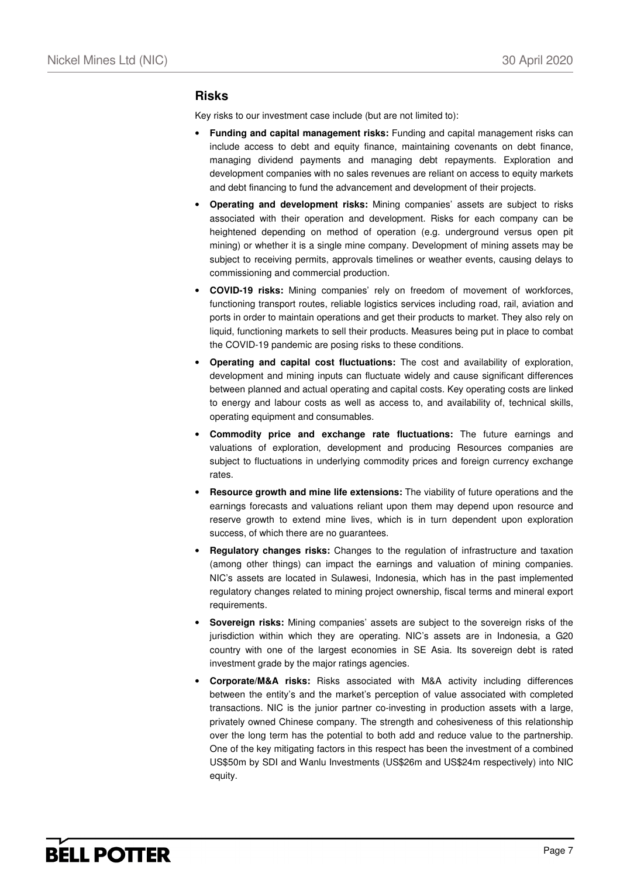## Risks

Key risks to our investment case include (but are not limited to):

- **Funding and capital management risks:** Funding and capital management risks can include access to debt and equity finance, maintaining covenants on debt finance, managing dividend payments and managing debt repayments. Exploration and development companies with no sales revenues are reliant on access to equity markets and debt financing to fund the advancement and development of their projects.
- **Operating and development risks:** Mining companies' assets are subject to risks associated with their operation and development. Risks for each company can be heightened depending on method of operation (e.g. underground versus open pit mining) or whether it is a single mine company. Development of mining assets may be subject to receiving permits, approvals timelines or weather events, causing delays to commissioning and commercial production.
- **COVID-19 risks:** Mining companies' rely on freedom of movement of workforces, functioning transport routes, reliable logistics services including road, rail, aviation and ports in order to maintain operations and get their products to market. They also rely on liquid, functioning markets to sell their products. Measures being put in place to combat the COVID-19 pandemic are posing risks to these conditions.
- **Operating and capital cost fluctuations:** The cost and availability of exploration, development and mining inputs can fluctuate widely and cause significant differences between planned and actual operating and capital costs. Key operating costs are linked to energy and labour costs as well as access to, and availability of, technical skills, operating equipment and consumables.
- **Commodity price and exchange rate fluctuations:** The future earnings and valuations of exploration, development and producing Resources companies are subject to fluctuations in underlying commodity prices and foreign currency exchange rates.
- **Resource growth and mine life extensions:** The viability of future operations and the earnings forecasts and valuations reliant upon them may depend upon resource and reserve growth to extend mine lives, which is in turn dependent upon exploration success, of which there are no guarantees.
- **Regulatory changes risks:** Changes to the regulation of infrastructure and taxation (among other things) can impact the earnings and valuation of mining companies. NIC's assets are located in Sulawesi, Indonesia, which has in the past implemented regulatory changes related to mining project ownership, fiscal terms and mineral export requirements.
- **Sovereign risks:** Mining companies' assets are subject to the sovereign risks of the jurisdiction within which they are operating. NIC's assets are in Indonesia, a G20 country with one of the largest economies in SE Asia. Its sovereign debt is rated investment grade by the major ratings agencies.
- **Corporate/M&A risks:** Risks associated with M&A activity including differences between the entity's and the market's perception of value associated with completed transactions. NIC is the junior partner co-investing in production assets with a large, privately owned Chinese company. The strength and cohesiveness of this relationship over the long term has the potential to both add and reduce value to the partnership. One of the key mitigating factors in this respect has been the investment of a combined US$50m by SDI and Wanlu Investments (US$26m and US$24m respectively) into NIC equity.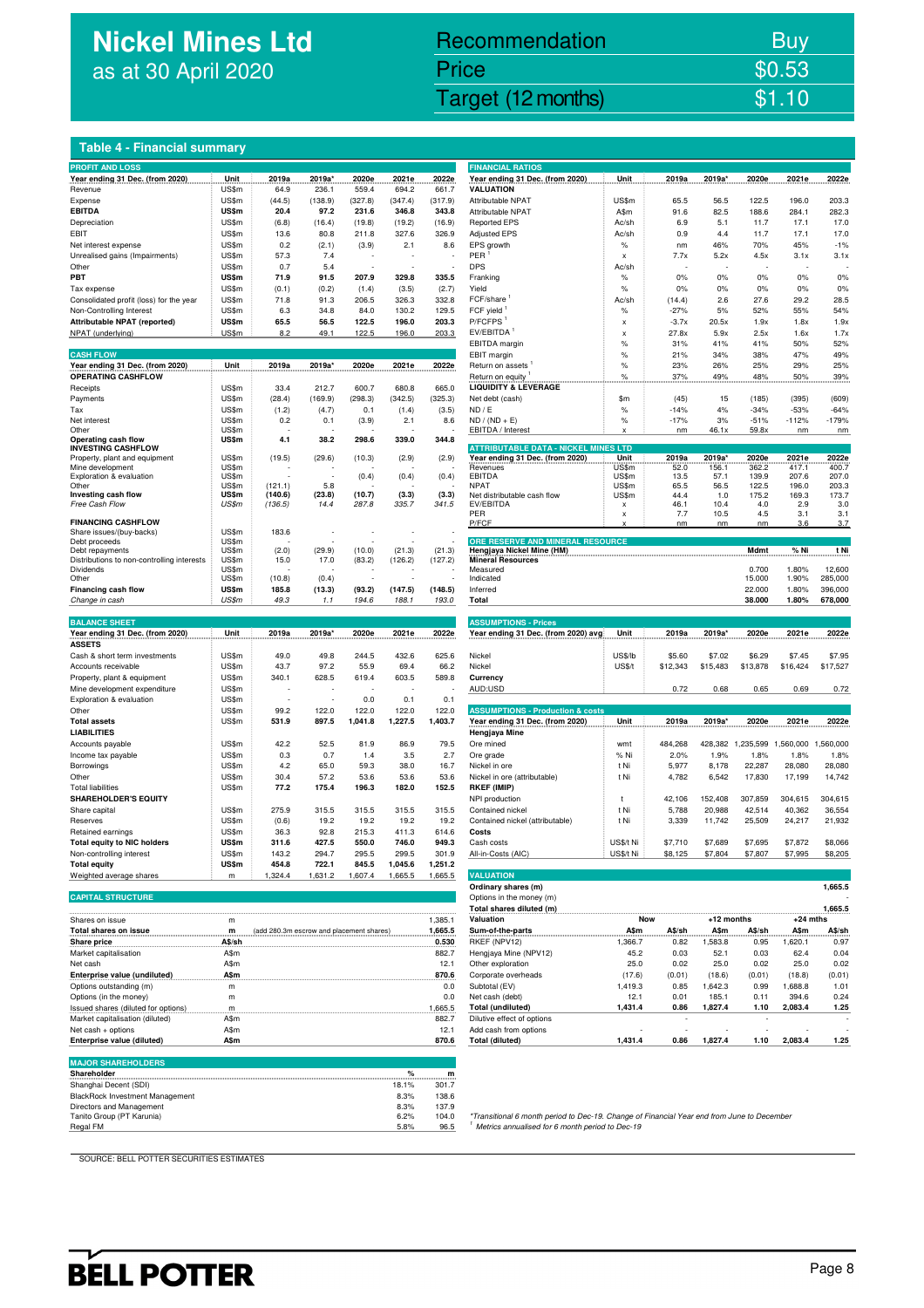# Nickel Mines Ltd
as at 30 April 2020

| Recommendation | Buy |
|---|---|
| Price | $0.53 |
| Target (12 months) | $1.10 |

## Table 4 - Financial summary

**PROFIT AND LOSS**

| Year ending 31 Dec. (from 2020) | Unit | 2019a | 2019a* | 2020e | 2021e | 2022e |
|---|---|---|---|---|---|---|
| Revenue | US$m | 64.9 | 236.1 | 559.4 | 694.2 | 661.7 |
| Expense | US$m | (44.5) | (138.9) | (327.8) | (347.4) | (317.9) |
| **EBITDA** | **US$m** | **20.4** | **97.2** | **231.6** | **346.8** | **343.8** |
| Depreciation | US$m | (6.8) | (16.4) | (19.8) | (19.2) | (16.9) |
| EBIT | US$m | 13.6 | 80.8 | 211.8 | 327.6 | 326.9 |
| Net interest expense | US$m | 0.2 | (2.1) | (3.9) | 2.1 | 8.6 |
| Unrealised gains (Impairments) | US$m | 57.3 | 7.4 | - | - | - |
| Other | US$m | 0.7 | 5.4 | - | - | - |
| **PBT** | **US$m** | **71.9** | **91.5** | **207.9** | **329.8** | **335.5** |
| Tax expense | US$m | (0.1) | (0.2) | (1.4) | (3.5) | (2.7) |
| Consolidated profit (loss) for the year | US$m | 71.8 | 91.3 | 206.5 | 326.3 | 332.8 |
| Non-Controlling Interest | US$m | 6.3 | 34.8 | 84.0 | 130.2 | 129.5 |
| **Attributable NPAT (reported)** | **US$m** | **65.5** | **56.5** | **122.5** | **196.0** | **203.3** |
| NPAT (underlying) | US$m | 8.2 | 49.1 | 122.5 | 196.0 | 203.3 |

**CASH FLOW**

| Year ending 31 Dec. (from 2020) | Unit | 2019a | 2019a* | 2020e | 2021e | 2022e |
|---|---|---|---|---|---|---|
| **OPERATING CASHFLOW** | | | | | | |
| Receipts | US$m | 33.4 | 212.7 | 600.7 | 680.8 | 665.0 |
| Payments | US$m | (28.4) | (169.9) | (298.3) | (342.5) | (325.3) |
| Tax | US$m | (1.2) | (4.7) | 0.1 | (1.4) | (3.5) |
| Net interest | US$m | 0.2 | 0.1 | (3.9) | 2.1 | 8.6 |
| Other | US$m | - | - | - | - | - |
| **Operating cash flow** | **US$m** | **4.1** | **38.2** | **298.6** | **339.0** | **344.8** |
| **INVESTING CASHFLOW** | | | | | | |
| Property, plant and equipment | US$m | (19.5) | (29.6) | (10.3) | (2.9) | (2.9) |
| Mine development | US$m | - | - | - | - | - |
| Exploration & evaluation | US$m | - | - | (0.4) | (0.4) | (0.4) |
| Other | US$m | (121.1) | 5.8 | - | - | - |
| **Investing cash flow** | **US$m** | **(140.6)** | **(23.8)** | **(10.7)** | **(3.3)** | **(3.3)** |
| *Free Cash Flow* | *US$m* | *(136.5)* | *14.4* | *287.8* | *335.7* | *341.5* |
| **FINANCING CASHFLOW** | | | | | | |
| Share issues/(buy-backs) | US$m | 183.6 | - | - | - | - |
| Debt proceeds | US$m | - | - | - | - | - |
| Debt repayments | US$m | (2.0) | (29.9) | (10.0) | (21.3) | (21.3) |
| Distributions to non-controlling interests | US$m | 15.0 | 17.0 | (83.2) | (126.2) | (127.2) |
| Dividends | US$m | - | - | - | - | - |
| Other | US$m | (10.8) | (0.4) | - | - | - |
| **Financing cash flow** | **US$m** | **185.8** | **(13.3)** | **(93.2)** | **(147.5)** | **(148.5)** |
| *Change in cash* | *US$m* | *49.3* | *1.1* | *194.6* | *188.1* | *193.0* |

**BALANCE SHEET**

| Year ending 31 Dec. (from 2020) | Unit | 2019a | 2019a* | 2020e | 2021e | 2022e |
|---|---|---|---|---|---|---|
| **ASSETS** | | | | | | |
| Cash & short term investments | US$m | 49.0 | 49.8 | 244.5 | 432.6 | 625.6 |
| Accounts receivable | US$m | 43.7 | 97.2 | 55.9 | 69.4 | 66.2 |
| Property, plant & equipment | US$m | 340.1 | 628.5 | 619.4 | 603.5 | 589.8 |
| Mine development expenditure | US$m | - | - | - | - | - |
| Exploration & evaluation | US$m | - | - | 0.0 | 0.1 | 0.1 |
| Other | US$m | 99.2 | 122.0 | 122.0 | 122.0 | 122.0 |
| **Total assets** | **US$m** | **531.9** | **897.5** | **1,041.8** | **1,227.5** | **1,403.7** |
| **LIABILITIES** | | | | | | |
| Accounts payable | US$m | 42.2 | 52.5 | 81.9 | 86.9 | 79.5 |
| Income tax payable | US$m | 0.3 | 0.7 | 1.4 | 3.5 | 2.7 |
| Borrowings | US$m | 4.2 | 65.0 | 59.3 | 38.0 | 16.7 |
| Other | US$m | 30.4 | 57.2 | 53.6 | 53.6 | 53.6 |
| Total liabilities | US$m | 77.2 | 175.4 | 196.3 | 182.0 | 152.5 |
| **SHAREHOLDER'S EQUITY** | | | | | | |
| Share capital | US$m | 275.9 | 315.5 | 315.5 | 315.5 | 315.5 |
| Reserves | US$m | (0.6) | 19.2 | 19.2 | 19.2 | 19.2 |
| Retained earnings | US$m | 36.3 | 92.8 | 215.3 | 411.3 | 614.6 |
| **Total equity to NIC holders** | **US$m** | **311.6** | **427.5** | **550.0** | **746.0** | **949.3** |
| Non-controlling interest | US$m | 143.2 | 294.7 | 295.5 | 299.5 | 301.9 |
| **Total equity** | **US$m** | **454.8** | **722.1** | **845.5** | **1,045.6** | **1,251.2** |
| Weighted average shares | m | 1,324.4 | 1,631.2 | 1,607.4 | 1,665.5 | 1,665.5 |

**CAPITAL STRUCTURE**

| | | | |
|---|---|---|---|
| Shares on issue | m | | 1,385.1 |
| **Total shares on issue** | **m** | (add 280.3m escrow and placement shares) | **1,665.5** |
| **Share price** | **A$/sh** | | **0.530** |
| Market capitalisation | A$m | | 882.7 |
| Net cash | A$m | | 12.1 |
| **Enterprise value (undiluted)** | **A$m** | | **870.6** |
| Options outstanding (m) | m | | 0.0 |
| Options (in the money) | m | | 0.0 |
| Issued shares (diluted for options) | m | | 1,665.5 |
| Market capitalisation (diluted) | A$m | | 882.7 |
| Net cash + options | A$m | | 12.1 |
| **Enterprise value (diluted)** | **A$m** | | **870.6** |

**MAJOR SHAREHOLDERS**

| Shareholder | % | m |
|---|---|---|
| Shanghai Decent (SDI) | 18.1% | 301.7 |
| BlackRock Investment Management | 8.3% | 138.6 |
| Directors and Management | 8.3% | 137.9 |
| Tanito Group (PT Karunia) | 6.2% | 104.0 |
| Regal FM | 5.8% | 96.5 |

**FINANCIAL RATIOS**

| Year ending 31 Dec. (from 2020) | Unit | 2019a | 2019a* | 2020e | 2021e | 2022e |
|---|---|---|---|---|---|---|
| **VALUATION** | | | | | | |
| Attributable NPAT | US$m | 65.5 | 56.5 | 122.5 | 196.0 | 203.3 |
| Attributable NPAT | A$m | 91.6 | 82.5 | 188.6 | 284.1 | 282.3 |
| Reported EPS | Ac/sh | 6.9 | 5.1 | 11.7 | 17.1 | 17.0 |
| Adjusted EPS | Ac/sh | 0.9 | 4.4 | 11.7 | 17.1 | 17.0 |
| EPS growth | % | nm | 46% | 70% | 45% | -1% |
| PER [1] | x | 7.7x | 5.2x | 4.5x | 3.1x | 3.1x |
| DPS | Ac/sh | - | - | - | - | - |
| Franking | % | 0% | 0% | 0% | 0% | 0% |
| Yield | % | 0% | 0% | 0% | 0% | 0% |
| FCF/share [1] | Ac/sh | (14.4) | 2.6 | 27.6 | 29.2 | 28.5 |
| FCF yield [1] | % | -27% | 5% | 52% | 55% | 54% |
| P/FCFPS [1] | x | -3.7x | 20.5x | 1.9x | 1.8x | 1.9x |
| EV/EBITDA [1] | x | 27.8x | 5.9x | 2.5x | 1.6x | 1.7x |
| EBITDA margin | % | 31% | 41% | 41% | 50% | 52% |
| EBIT margin | % | 21% | 34% | 38% | 47% | 49% |
| Return on assets [1] | % | 23% | 26% | 25% | 29% | 25% |
| Return on equity [1] | % | 37% | 49% | 48% | 50% | 39% |
| **LIQUIDITY & LEVERAGE** | | | | | | |
| Net debt (cash) | $m | (45) | 15 | (185) | (395) | (609) |
| ND / E | % | -14% | 4% | -34% | -53% | -64% |
| ND / (ND + E) | % | -17% | 3% | -51% | -112% | -179% |
| EBITDA / Interest | x | nm | 46.1x | 59.8x | nm | nm |

**ATTRIBUTABLE DATA - NICKEL MINES LTD**

| Year ending 31 Dec. (from 2020) | Unit | 2019a | 2019a* | 2020e | 2021e | 2022e |
|---|---|---|---|---|---|---|
| Revenues | US$m | 52.0 | 156.1 | 362.2 | 417.1 | 400.7 |
| EBITDA | US$m | 13.5 | 57.1 | 139.9 | 207.6 | 207.0 |
| NPAT | US$m | 65.5 | 56.5 | 122.5 | 196.0 | 203.3 |
| Net distributable cash flow | US$m | 44.4 | 1.0 | 175.2 | 169.3 | 173.7 |
| EV/EBITDA | x | 46.1 | 10.4 | 4.0 | 2.9 | 3.0 |
| PER | x | 7.7 | 10.5 | 4.5 | 3.1 | 3.1 |
| P/FCF | x | nm | nm | nm | 3.6 | 3.7 |

**ORE RESERVE AND MINERAL RESOURCE**

| Hengjaya Nickel Mine (HM) | Mdmt | % Ni | t Ni |
|---|---|---|---|
| **Mineral Resources** | | | |
| Measured | 0.700 | 1.80% | 12,600 |
| Indicated | 15.000 | 1.90% | 285,000 |
| Inferred | 22.000 | 1.80% | 396,000 |
| **Total** | **38.000** | **1.80%** | **678,000** |

**ASSUMPTIONS - Prices**

| Year ending 31 Dec. (from 2020) avg | Unit | 2019a | 2019a* | 2020e | 2021e | 2022e |
|---|---|---|---|---|---|---|
| Nickel | US$/lb | $5.60 | $7.02 | $6.29 | $7.45 | $7.95 |
| Nickel | US$/t | $12,343 | $15,483 | $13,878 | $16,424 | $17,527 |
| **Currency** | | | | | | |
| AUD:USD | | 0.72 | 0.68 | 0.65 | 0.69 | 0.72 |

**ASSUMPTIONS - Production & costs**

| Year ending 31 Dec. (from 2020) | Unit | 2019a | 2019a* | 2020e | 2021e | 2022e |
|---|---|---|---|---|---|---|
| **Hengjaya Mine** | | | | | | |
| Ore mined | wmt | 484,268 | 428,382 | 1,235,599 | 1,560,000 | 1,560,000 |
| Ore grade | % Ni | 2.0% | 1.9% | 1.8% | 1.8% | 1.8% |
| Nickel in ore | t Ni | 5,977 | 8,178 | 22,287 | 28,080 | 28,080 |
| Nickel in ore (attributable) | t Ni | 4,782 | 6,542 | 17,830 | 17,199 | 14,742 |
| **RKEF (IMIP)** | | | | | | |
| NPI production | t | 42,106 | 152,408 | 307,859 | 304,615 | 304,615 |
| Contained nickel | t Ni | 5,788 | 20,988 | 42,514 | 40,362 | 36,554 |
| Contained nickel (attributable) | t Ni | 3,339 | 11,742 | 25,509 | 24,217 | 21,932 |
| **Costs** | | | | | | |
| Cash costs | US$/t Ni | $7,710 | $7,689 | $7,695 | $7,872 | $8,066 |
| All-in-Costs (AIC) | US$/t Ni | $8,125 | $7,804 | $7,807 | $7,995 | $8,205 |

**VALUATION**

| | | | | | | |
|---|---|---|---|---|---|---|
| Ordinary shares (m) | | | | | | 1,665.5 |
| Options in the money (m) | | | | | | - |
| **Total shares diluted (m)** | | | | | | **1,665.5** |

| Valuation | Now A$m | Now A$/sh | +12 months A$m | +12 months A$/sh | +24 mths A$m | +24 mths A$/sh |
|---|---|---|---|---|---|---|
| Sum-of-the-parts | | | | | | |
| RKEF (NPV12) | 1,366.7 | 0.82 | 1,583.8 | 0.95 | 1,620.1 | 0.97 |
| Hengjaya Mine (NPV12) | 45.2 | 0.03 | 52.1 | 0.03 | 62.4 | 0.04 |
| Other exploration | 25.0 | 0.02 | 25.0 | 0.02 | 25.0 | 0.02 |
| Corporate overheads | (17.6) | (0.01) | (18.6) | (0.01) | (18.8) | (0.01) |
| Subtotal (EV) | 1,419.3 | 0.85 | 1,642.3 | 0.99 | 1,688.8 | 1.01 |
| Net cash (debt) | 12.1 | 0.01 | 185.1 | 0.11 | 394.6 | 0.24 |
| **Total (undiluted)** | **1,431.4** | **0.86** | **1,827.4** | **1.10** | **2,083.4** | **1.25** |
| Dilutive effect of options | | - | | - | | - |
| Add cash from options | - | - | - | - | - | - |
| **Total (diluted)** | **1,431.4** | **0.86** | **1,827.4** | **1.10** | **2,083.4** | **1.25** |

*Transitional 6 month period to Dec-19. Change of Financial Year end from June to December

[1] Metrics annualised for 6 month period to Dec-19

SOURCE: BELL POTTER SECURITIES ESTIMATES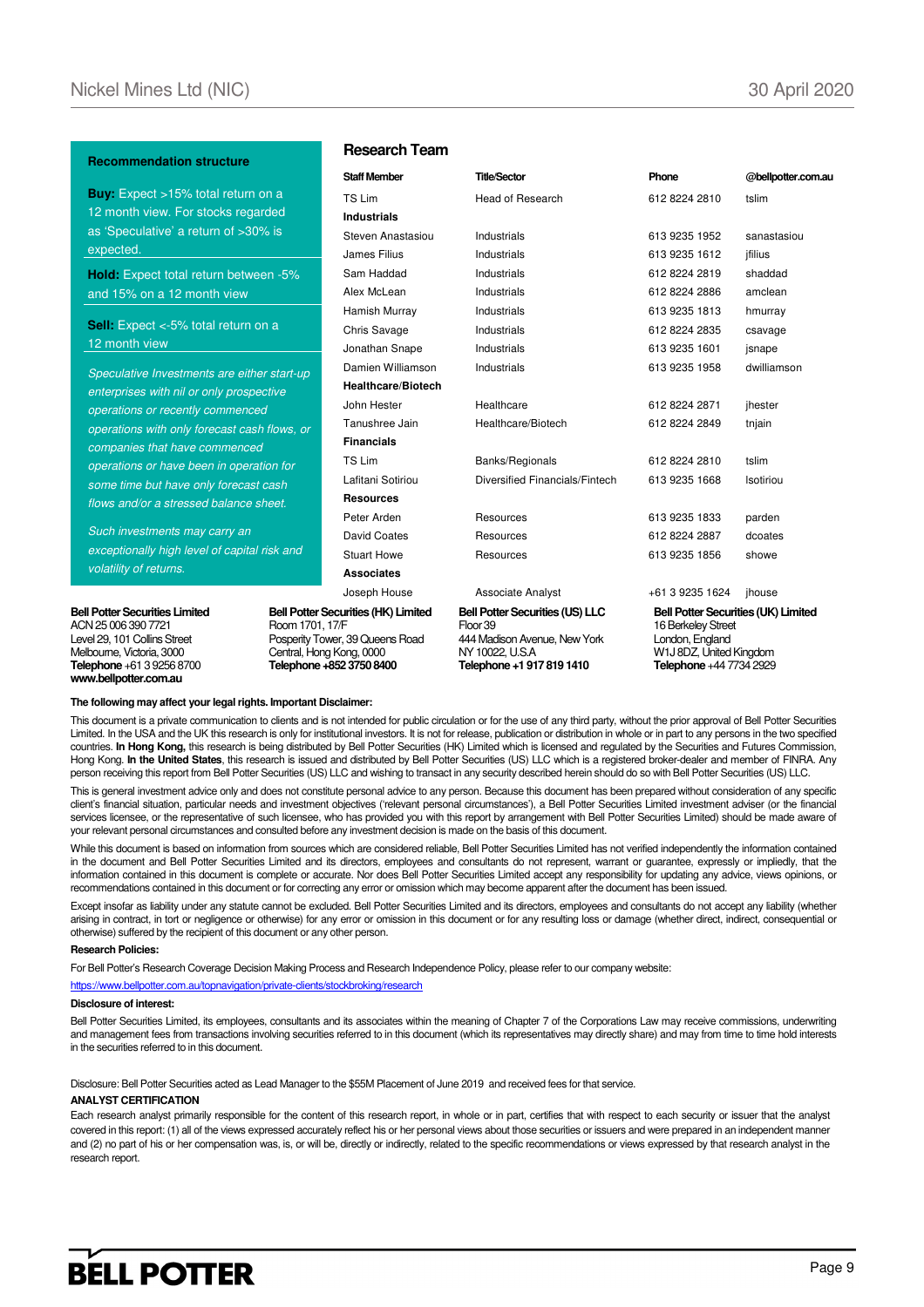### Recommendation structure

**Buy:** Expect >15% total return on a 12 month view. For stocks regarded as 'Speculative' a return of >30% is expected.

**Hold:** Expect total return between -5% and 15% on a 12 month view

**Sell:** Expect <-5% total return on a 12 month view

*Speculative Investments are either start-up enterprises with nil or only prospective operations or recently commenced operations with only forecast cash flows, or companies that have commenced operations or have been in operation for some time but have only forecast cash flows and/or a stressed balance sheet.*

*Such investments may carry an exceptionally high level of capital risk and volatility of returns.*

## Research Team

| Staff Member | Title/Sector | Phone | @bellpotter.com.au |
|---|---|---|---|
| TS Lim | Head of Research | 612 8224 2810 | tslim |
| **Industrials** | | | |
| Steven Anastasiou | Industrials | 613 9235 1952 | sanastasiou |
| James Filius | Industrials | 613 9235 1612 | jfilius |
| Sam Haddad | Industrials | 612 8224 2819 | shaddad |
| Alex McLean | Industrials | 612 8224 2886 | amclean |
| Hamish Murray | Industrials | 613 9235 1813 | hmurray |
| Chris Savage | Industrials | 612 8224 2835 | csavage |
| Jonathan Snape | Industrials | 613 9235 1601 | jsnape |
| Damien Williamson | Industrials | 613 9235 1958 | dwilliamson |
| **Healthcare/Biotech** | | | |
| John Hester | Healthcare | 612 8224 2871 | jhester |
| Tanushree Jain | Healthcare/Biotech | 612 8224 2849 | tnjain |
| **Financials** | | | |
| TS Lim | Banks/Regionals | 612 8224 2810 | tslim |
| Lafitani Sotiriou | Diversified Financials/Fintech | 613 9235 1668 | lsotiriou |
| **Resources** | | | |
| Peter Arden | Resources | 613 9235 1833 | parden |
| David Coates | Resources | 612 8224 2887 | dcoates |
| Stuart Howe | Resources | 613 9235 1856 | showe |
| **Associates** | | | |
| Joseph House | Associate Analyst | +61 3 9235 1624 | jhouse |

**Bell Potter Securities Limited**
ACN 25 006 390 7721
Level 29, 101 Collins Street
Melbourne, Victoria, 3000
**Telephone** +61 3 9256 8700
**www.bellpotter.com.au**

**Bell Potter Securities (HK) Limited**
Room 1701, 17/F
Posperity Tower, 39 Queens Road
Central, Hong Kong, 0000
**Telephone +852 3750 8400**

**Bell Potter Securities (US) LLC**
Floor 39
444 Madison Avenue, New York
NY 10022, U.S.A
**Telephone +1 917 819 1410**

**Bell Potter Securities (UK) Limited**
16 Berkeley Street
London, England
W1J 8DZ, United Kingdom
**Telephone** +44 7734 2929

**The following may affect your legal rights. Important Disclaimer:**

This document is a private communication to clients and is not intended for public circulation or for the use of any third party, without the prior approval of Bell Potter Securities Limited. In the USA and the UK this research is only for institutional investors. It is not for release, publication or distribution in whole or in part to any persons in the two specified countries. **In Hong Kong,** this research is being distributed by Bell Potter Securities (HK) Limited which is licensed and regulated by the Securities and Futures Commission, Hong Kong. **In the United States**, this research is issued and distributed by Bell Potter Securities (US) LLC which is a registered broker-dealer and member of FINRA. Any person receiving this report from Bell Potter Securities (US) LLC and wishing to transact in any security described herein should do so with Bell Potter Securities (US) LLC.

This is general investment advice only and does not constitute personal advice to any person. Because this document has been prepared without consideration of any specific client's financial situation, particular needs and investment objectives ('relevant personal circumstances'), a Bell Potter Securities Limited investment adviser (or the financial services licensee, or the representative of such licensee, who has provided you with this report by arrangement with Bell Potter Securities Limited) should be made aware of your relevant personal circumstances and consulted before any investment decision is made on the basis of this document.

While this document is based on information from sources which are considered reliable, Bell Potter Securities Limited has not verified independently the information contained in the document and Bell Potter Securities Limited and its directors, employees and consultants do not represent, warrant or guarantee, expressly or impliedly, that the information contained in this document is complete or accurate. Nor does Bell Potter Securities Limited accept any responsibility for updating any advice, views opinions, or recommendations contained in this document or for correcting any error or omission which may become apparent after the document has been issued.

Except insofar as liability under any statute cannot be excluded. Bell Potter Securities Limited and its directors, employees and consultants do not accept any liability (whether arising in contract, in tort or negligence or otherwise) for any error or omission in this document or for any resulting loss or damage (whether direct, indirect, consequential or otherwise) suffered by the recipient of this document or any other person.

**Research Policies:**

For Bell Potter's Research Coverage Decision Making Process and Research Independence Policy, please refer to our company website:
https://www.bellpotter.com.au/topnavigation/private-clients/stockbroking/research

**Disclosure of interest:**

Bell Potter Securities Limited, its employees, consultants and its associates within the meaning of Chapter 7 of the Corporations Law may receive commissions, underwriting and management fees from transactions involving securities referred to in this document (which its representatives may directly share) and may from time to time hold interests in the securities referred to in this document.

Disclosure: Bell Potter Securities acted as Lead Manager to the $55M Placement of June 2019 and received fees for that service.

**ANALYST CERTIFICATION**

Each research analyst primarily responsible for the content of this research report, in whole or in part, certifies that with respect to each security or issuer that the analyst covered in this report: (1) all of the views expressed accurately reflect his or her personal views about those securities or issuers and were prepared in an independent manner and (2) no part of his or her compensation was, is, or will be, directly or indirectly, related to the specific recommendations or views expressed by that research analyst in the research report.